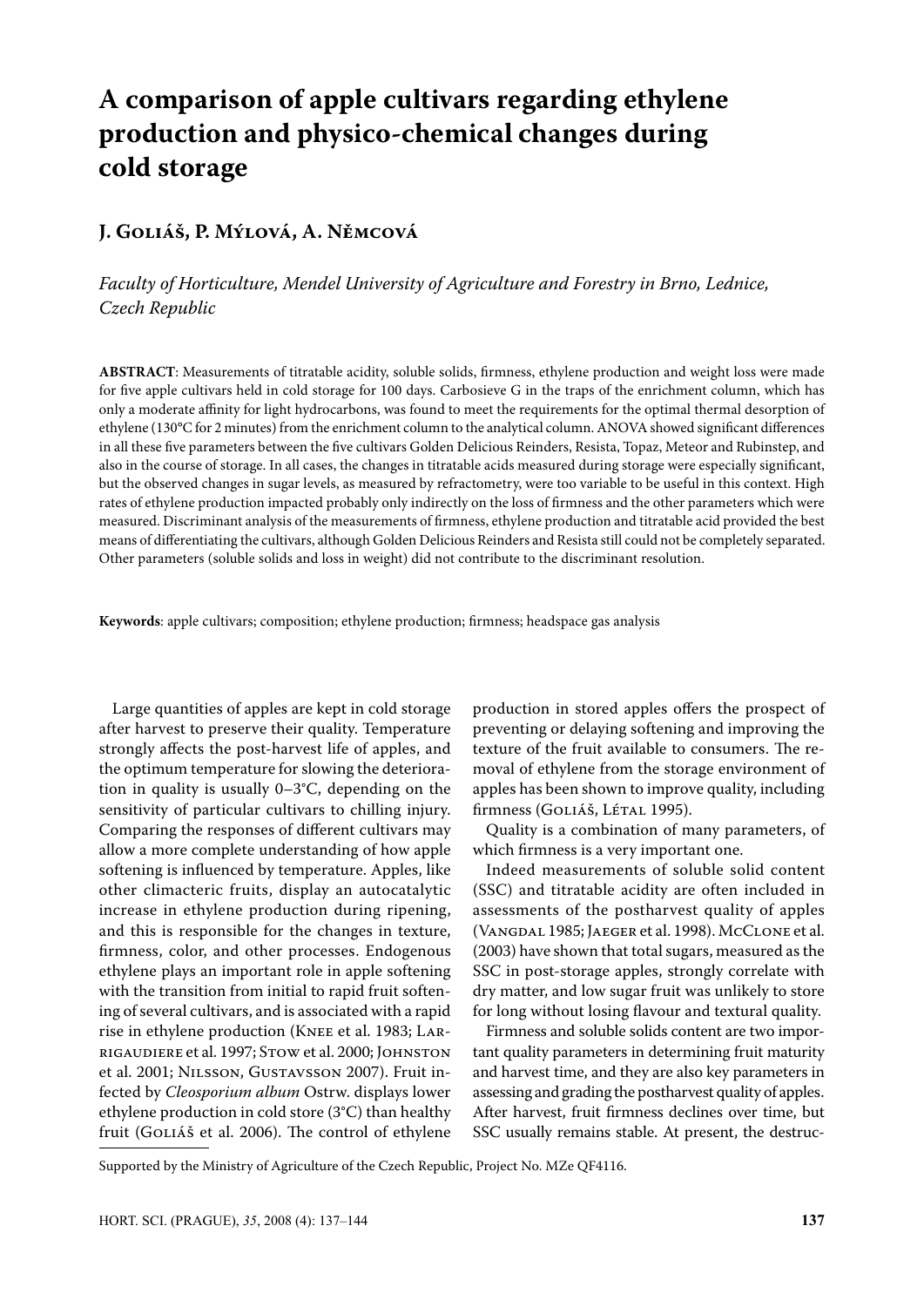# A comparison of apple cultivars regarding ethylene production and physico-chemical changes during cold storage

## J. Goliáš, P. Mýlová, A. Němcová

*Faculty of Horticulture, Mendel University of Agriculture and Forestry in Brno, Lednice, Czech Republic*

**ABSTRACT**: Measurements of titratable acidity, soluble solids, firmness, ethylene production and weight loss were made for five apple cultivars held in cold storage for 100 days. Carbosieve G in the traps of the enrichment column, which has only a moderate affinity for light hydrocarbons, was found to meet the requirements for the optimal thermal desorption of ethylene (130°C for 2 minutes) from the enrichment column to the analytical column. ANOVA showed significant differences in all these five parameters between the five cultivars Golden Delicious Reinders, Resista, Topaz, Meteor and Rubinstep, and also in the course of storage. In all cases, the changes in titratable acids measured during storage were especially significant, but the observed changes in sugar levels, as measured by refractometry, were too variable to be useful in this context. High rates of ethylene production impacted probably only indirectly on the loss of firmness and the other parameters which were measured. Discriminant analysis of the measurements of firmness, ethylene production and titratable acid provided the best means of differentiating the cultivars, although Golden Delicious Reinders and Resista still could not be completely separated. Other parameters (soluble solids and loss in weight) did not contribute to the discriminant resolution.

**Keywords**: apple cultivars; composition; ethylene production; firmness; headspace gas analysis

Large quantities of apples are kept in cold storage after harvest to preserve their quality. Temperature strongly affects the post-harvest life of apples, and the optimum temperature for slowing the deterioration in quality is usually 0–3°C, depending on the sensitivity of particular cultivars to chilling injury. Comparing the responses of different cultivars may allow a more complete understanding of how apple softening is influenced by temperature. Apples, like other climacteric fruits, display an autocatalytic increase in ethylene production during ripening, and this is responsible for the changes in texture, firmness, color, and other processes. Endogenous ethylene plays an important role in apple softening with the transition from initial to rapid fruit softening of several cultivars, and is associated with a rapid rise in ethylene production (Knee et al. 1983; Larrigaudiere et al. 1997; Stow et al. 2000; Johnston et al. 2001; Nilsson, Gustavsson 2007). Fruit infected by *Cleosporium album* Ostrw. displays lower ethylene production in cold store (3°C) than healthy fruit (Goliáš et al. 2006). The control of ethylene production in stored apples offers the prospect of preventing or delaying softening and improving the texture of the fruit available to consumers. The removal of ethylene from the storage environment of apples has been shown to improve quality, including firmness (Goliáš, Létal 1995).

Quality is a combination of many parameters, of which firmness is a very important one.

Indeed measurements of soluble solid content (SSC) and titratable acidity are often included in assessments of the postharvest quality of apples (Vangdal 1985; Jaeger et al. 1998). McClone et al. (2003) have shown that total sugars, measured as the SSC in post-storage apples, strongly correlate with dry matter, and low sugar fruit was unlikely to store for long without losing flavour and textural quality.

Firmness and soluble solids content are two important quality parameters in determining fruit maturity and harvest time, and they are also key parameters in assessing and grading the postharvest quality of apples. After harvest, fruit firmness declines over time, but SSC usually remains stable. At present, the destruc-

Supported by the Ministry of Agriculture of the Czech Republic, Project No. MZe QF4116.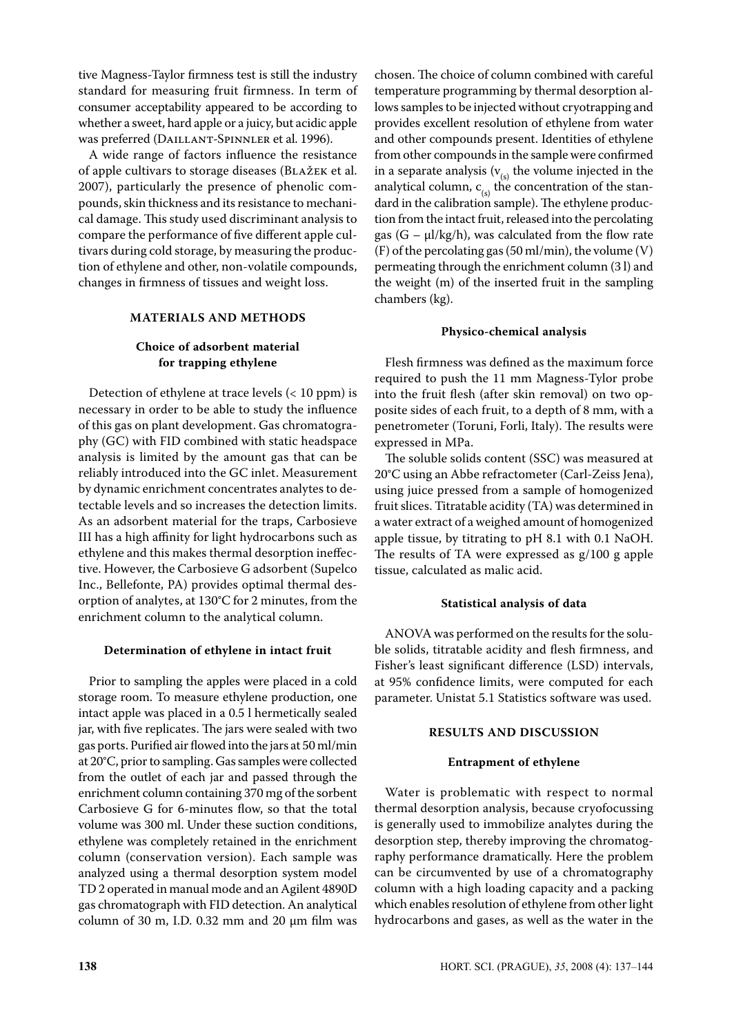tive Magness-Taylor firmness test is still the industry standard for measuring fruit firmness. In term of consumer acceptability appeared to be according to whether a sweet, hard apple or a juicy, but acidic apple was preferred (Daillant-Spinnler et al. 1996).

A wide range of factors influence the resistance of apple cultivars to storage diseases (Blažek et al. 2007), particularly the presence of phenolic compounds, skin thickness and its resistance to mechanical damage. This study used discriminant analysis to compare the performance of five different apple cultivars during cold storage, by measuring the production of ethylene and other, non-volatile compounds, changes in firmness of tissues and weight loss.

## MATERIALS AND METHODS

### Choice of adsorbent material for trapping ethylene

Detection of ethylene at trace levels (< 10 ppm) is necessary in order to be able to study the influence of this gas on plant development. Gas chromatography (GC) with FID combined with static headspace analysis is limited by the amount gas that can be reliably introduced into the GC inlet. Measurement by dynamic enrichment concentrates analytes to detectable levels and so increases the detection limits. As an adsorbent material for the traps, Carbosieve III has a high affinity for light hydrocarbons such as ethylene and this makes thermal desorption ineffective. However, the Carbosieve G adsorbent (Supelco Inc., Bellefonte, PA) provides optimal thermal desorption of analytes, at 130°C for 2 minutes, from the enrichment column to the analytical column.

### Determination of ethylene in intact fruit

Prior to sampling the apples were placed in a cold storage room. To measure ethylene production, one intact apple was placed in a 0.5 l hermetically sealed jar, with five replicates. The jars were sealed with two gas ports. Purified air flowed into the jars at 50 ml/min at 20°C, prior to sampling. Gas samples were collected from the outlet of each jar and passed through the enrichment column containing 370 mg of the sorbent Carbosieve G for 6-minutes flow, so that the total volume was 300 ml. Under these suction conditions, ethylene was completely retained in the enrichment column (conservation version). Each sample was analyzed using a thermal desorption system model TD 2 operated in manual mode and an Agilent 4890D gas chromatograph with FID detection. An analytical column of 30 m, I.D. 0.32 mm and 20 µm film was chosen. The choice of column combined with careful temperature programming by thermal desorption allows samples to be injected without cryotrapping and provides excellent resolution of ethylene from water and other compounds present. Identities of ethylene from other compounds in the sample were confirmed in a separate analysis ($v_{(s)}$ the volume injected in the analytical column, $c_{(s)}$ the concentration of the standard in the calibration sample). The ethylene production from the intact fruit, released into the percolating gas (G – µl/kg/h), was calculated from the flow rate (F) of the percolating gas (50 ml/min), the volume (V) permeating through the enrichment column (3 l) and the weight (m) of the inserted fruit in the sampling chambers (kg).

### Physico-chemical analysis

Flesh firmness was defined as the maximum force required to push the 11 mm Magness-Tylor probe into the fruit flesh (after skin removal) on two opposite sides of each fruit, to a depth of 8 mm, with a penetrometer (Toruni, Forli, Italy). The results were expressed in MPa.

The soluble solids content (SSC) was measured at 20°C using an Abbe refractometer (Carl-Zeiss Jena), using juice pressed from a sample of homogenized fruit slices. Titratable acidity (TA) was determined in a water extract of a weighed amount of homogenized apple tissue, by titrating to pH 8.1 with 0.1 NaOH. The results of TA were expressed as g/100 g apple tissue, calculated as malic acid.

### Statistical analysis of data

ANOVA was performed on the results for the soluble solids, titratable acidity and flesh firmness, and Fisher's least significant difference (LSD) intervals, at 95% confidence limits, were computed for each parameter. Unistat 5.1 Statistics software was used.

## RESULTS AND DISCUSSION

### Entrapment of ethylene

Water is problematic with respect to normal thermal desorption analysis, because cryofocussing is generally used to immobilize analytes during the desorption step, thereby improving the chromatography performance dramatically. Here the problem can be circumvented by use of a chromatography column with a high loading capacity and a packing which enables resolution of ethylene from other light hydrocarbons and gases, as well as the water in the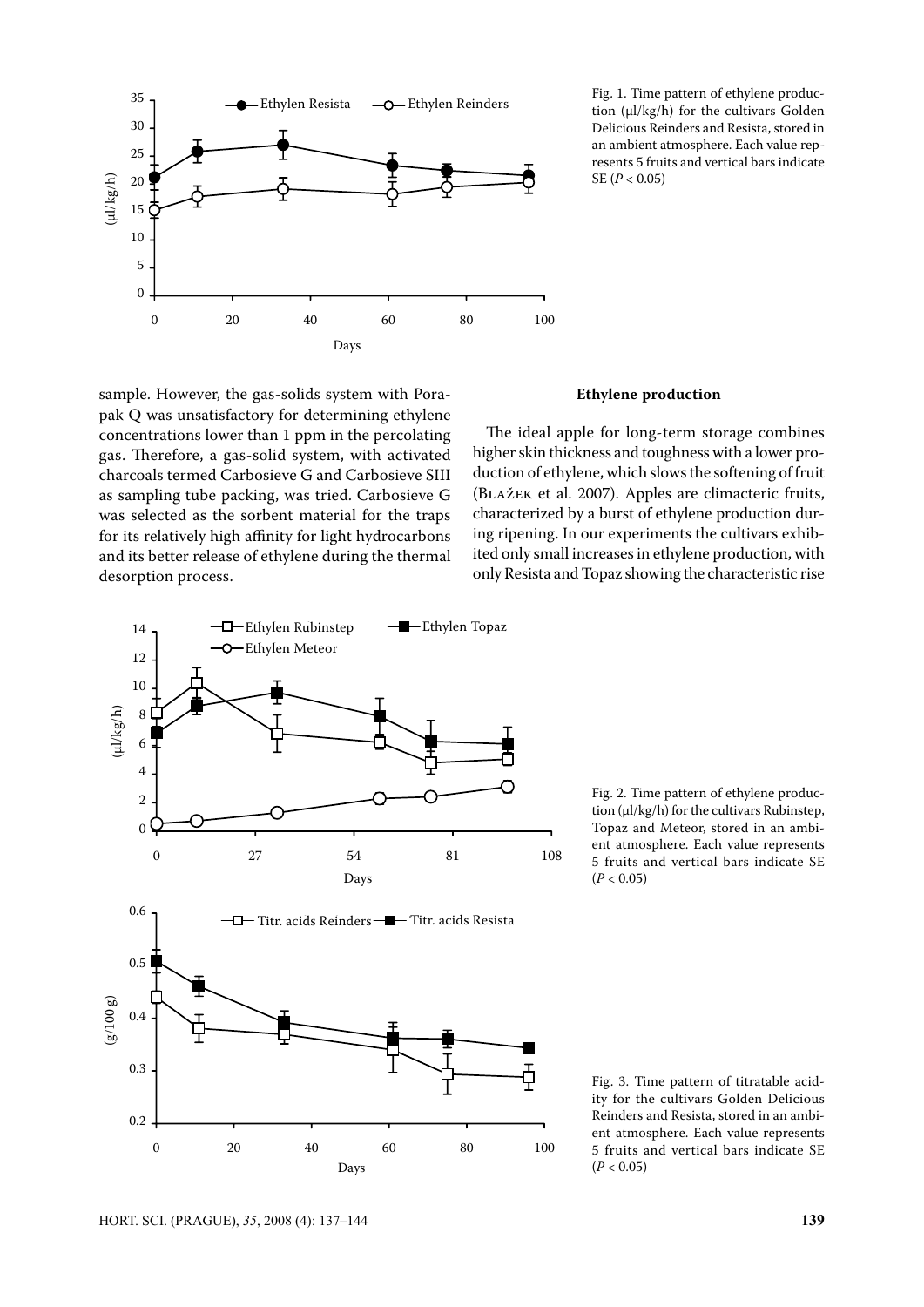Fig. 1. Time pattern of ethylene production (µl/kg/h) for the cultivars Golden Delicious Reinders and Resista, stored in an ambient atmosphere. Each value represents 5 fruits and vertical bars indicate SE ($P < 0.05$)

sample. However, the gas-solids system with Porapak Q was unsatisfactory for determining ethylene concentrations lower than 1 ppm in the percolating gas. Therefore, a gas-solid system, with activated charcoals termed Carbosieve G and Carbosieve SIII as sampling tube packing, was tried. Carbosieve G was selected as the sorbent material for the traps for its relatively high affinity for light hydrocarbons and its better release of ethylene during the thermal desorption process.

**Ethylene production**

The ideal apple for long-term storage combines higher skin thickness and toughness with a lower production of ethylene, which slows the softening of fruit (Blažek et al. 2007). Apples are climacteric fruits, characterized by a burst of ethylene production during ripening. In our experiments the cultivars exhibited only small increases in ethylene production, with only Resista and Topaz showing the characteristic rise

Fig. 2. Time pattern of ethylene production (µl/kg/h) for the cultivars Rubinstep, Topaz and Meteor, stored in an ambient atmosphere. Each value represents 5 fruits and vertical bars indicate SE ($P < 0.05$)

Fig. 3. Time pattern of titratable acidity for the cultivars Golden Delicious Reinders and Resista, stored in an ambient atmosphere. Each value represents 5 fruits and vertical bars indicate SE ($P < 0.05$)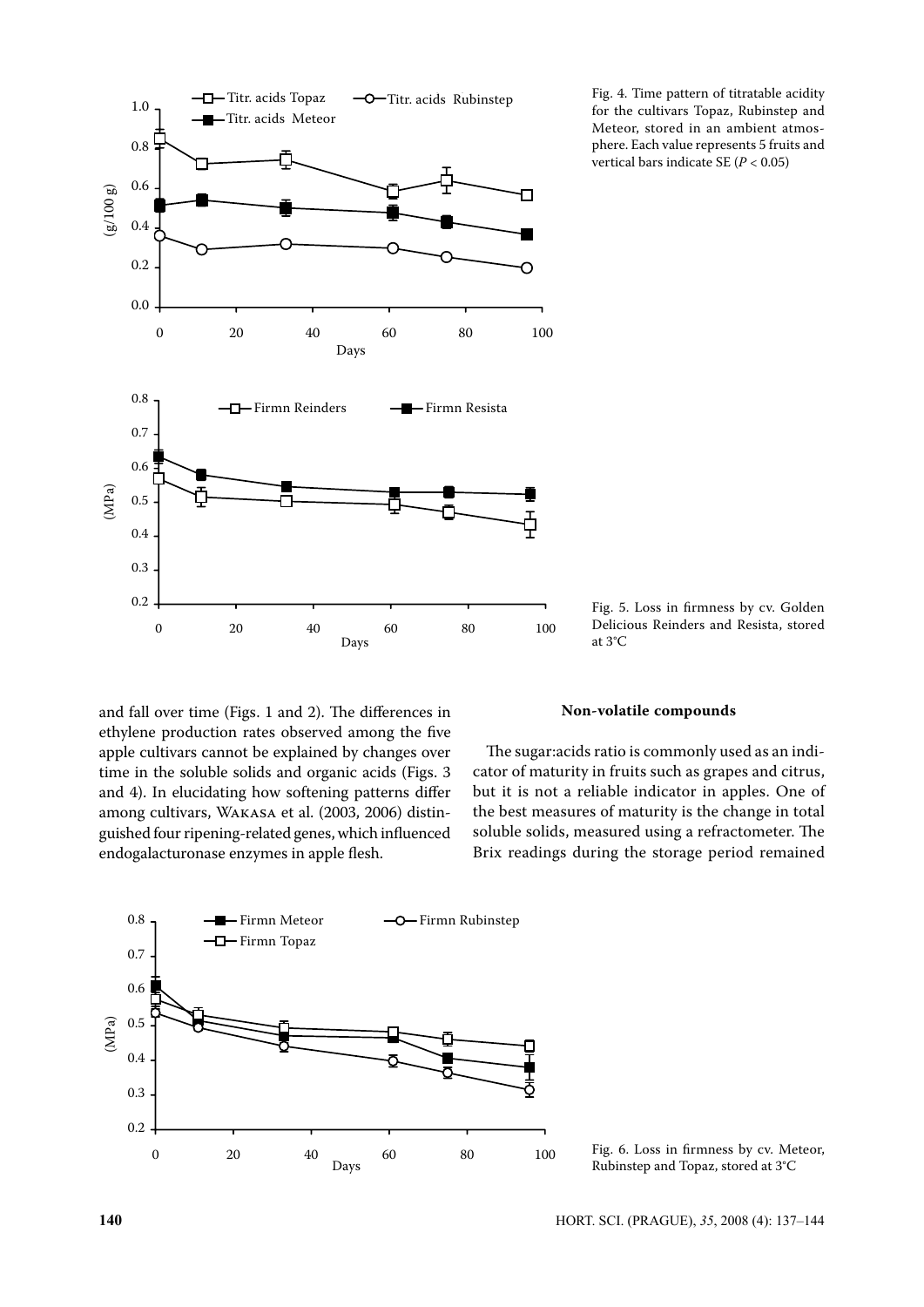Fig. 4. Time pattern of titratable acidity for the cultivars Topaz, Rubinstep and Meteor, stored in an ambient atmosphere. Each value represents 5 fruits and vertical bars indicate SE ($P < 0.05$)

Fig. 5. Loss in firmness by cv. Golden Delicious Reinders and Resista, stored at 3°C

and fall over time (Figs. 1 and 2). The differences in ethylene production rates observed among the five apple cultivars cannot be explained by changes over time in the soluble solids and organic acids (Figs. 3 and 4). In elucidating how softening patterns differ among cultivars, Wakasa et al. (2003, 2006) distinguished four ripening-related genes, which influenced endogalacturonase enzymes in apple flesh.

### Non-volatile compounds

The sugar:acids ratio is commonly used as an indicator of maturity in fruits such as grapes and citrus, but it is not a reliable indicator in apples. One of the best measures of maturity is the change in total soluble solids, measured using a refractometer. The Brix readings during the storage period remained

Fig. 6. Loss in firmness by cv. Meteor, Rubinstep and Topaz, stored at 3°C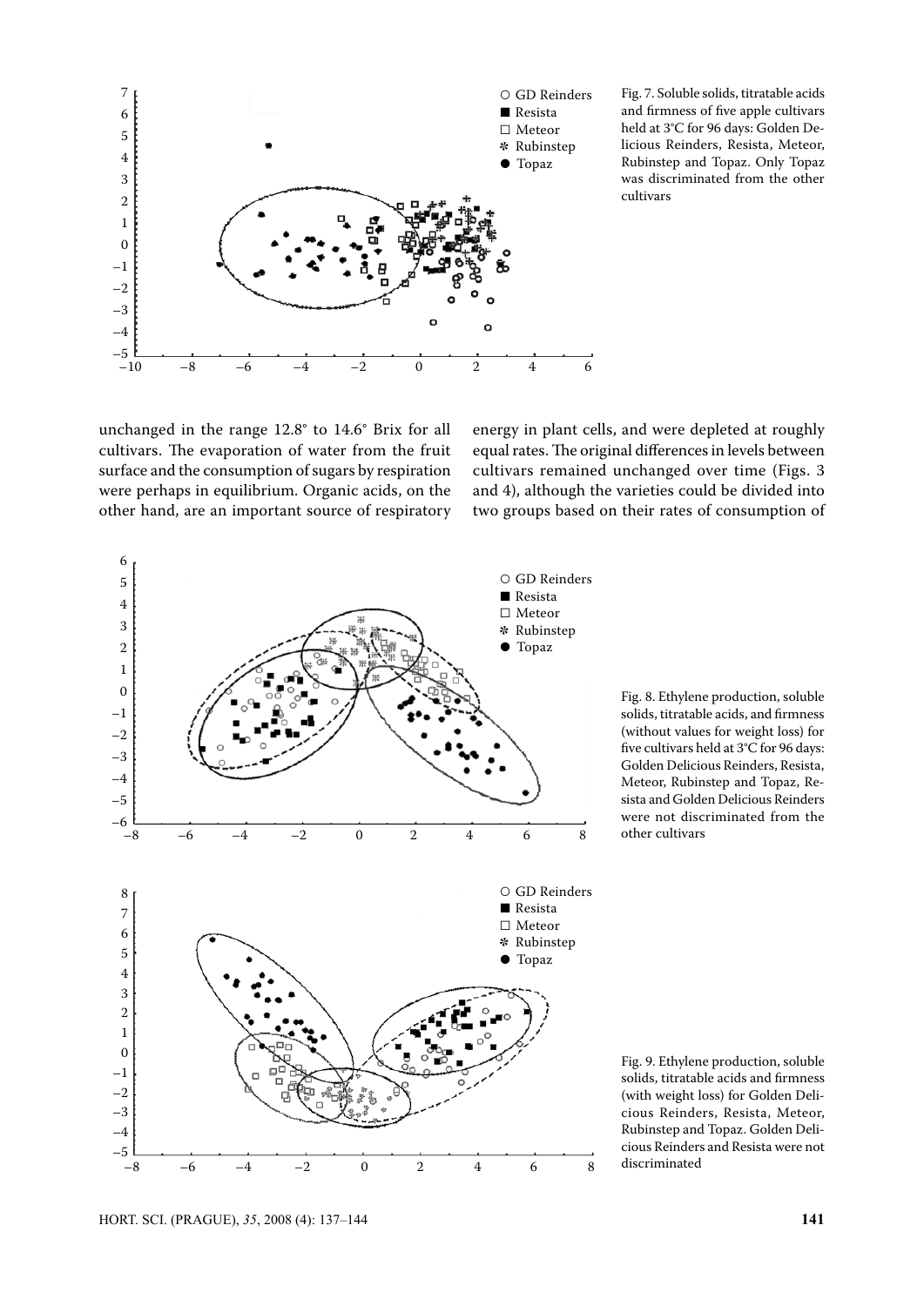Fig. 7. Soluble solids, titratable acids and firmness of five apple cultivars held at 3°C for 96 days: Golden Delicious Reinders, Resista, Meteor, Rubinstep and Topaz. Only Topaz was discriminated from the other cultivars

unchanged in the range 12.8° to 14.6° Brix for all cultivars. The evaporation of water from the fruit surface and the consumption of sugars by respiration were perhaps in equilibrium. Organic acids, on the other hand, are an important source of respiratory energy in plant cells, and were depleted at roughly equal rates. The original differences in levels between cultivars remained unchanged over time (Figs. 3 and 4), although the varieties could be divided into two groups based on their rates of consumption of

Fig. 8. Ethylene production, soluble solids, titratable acids, and firmness (without values for weight loss) for five cultivars held at 3°C for 96 days: Golden Delicious Reinders, Resista, Meteor, Rubinstep and Topaz, Resista and Golden Delicious Reinders were not discriminated from the other cultivars

Fig. 9. Ethylene production, soluble solids, titratable acids and firmness (with weight loss) for Golden Delicious Reinders, Resista, Meteor, Rubinstep and Topaz. Golden Delicious Reinders and Resista were not discriminated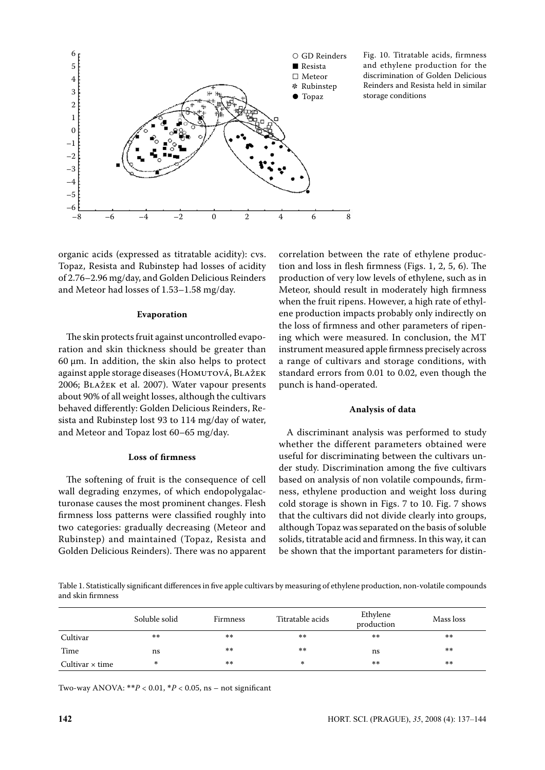Fig. 10. Titratable acids, firmness and ethylene production for the discrimination of Golden Delicious Reinders and Resista held in similar storage conditions

organic acids (expressed as titratable acidity): cvs. Topaz, Resista and Rubinstep had losses of acidity of 2.76–2.96 mg/day, and Golden Delicious Reinders and Meteor had losses of 1.53–1.58 mg/day.

### Evaporation

The skin protects fruit against uncontrolled evaporation and skin thickness should be greater than 60 μm. In addition, the skin also helps to protect against apple storage diseases (Homutová, Blažek 2006; Blažek et al. 2007). Water vapour presents about 90% of all weight losses, although the cultivars behaved differently: Golden Delicious Reinders, Resista and Rubinstep lost 93 to 114 mg/day of water, and Meteor and Topaz lost 60–65 mg/day.

### Loss of firmness

The softening of fruit is the consequence of cell wall degrading enzymes, of which endopolygalacturonase causes the most prominent changes. Flesh firmness loss patterns were classified roughly into two categories: gradually decreasing (Meteor and Rubinstep) and maintained (Topaz, Resista and Golden Delicious Reinders). There was no apparent correlation between the rate of ethylene production and loss in flesh firmness (Figs. 1, 2, 5, 6). The production of very low levels of ethylene, such as in Meteor, should result in moderately high firmness when the fruit ripens. However, a high rate of ethylene production impacts probably only indirectly on the loss of firmness and other parameters of ripening which were measured. In conclusion, the MT instrument measured apple firmness precisely across a range of cultivars and storage conditions, with standard errors from 0.01 to 0.02, even though the punch is hand-operated.

### Analysis of data

A discriminant analysis was performed to study whether the different parameters obtained were useful for discriminating between the cultivars under study. Discrimination among the five cultivars based on analysis of non volatile compounds, firmness, ethylene production and weight loss during cold storage is shown in Figs. 7 to 10. Fig. 7 shows that the cultivars did not divide clearly into groups, although Topaz was separated on the basis of soluble solids, titratable acid and firmness. In this way, it can be shown that the important parameters for distin-

Table 1. Statistically significant differences in five apple cultivars by measuring of ethylene production, non-volatile compounds and skin firmness

| | Soluble solid | Firmness | Titratable acids | Ethylene production | Mass loss |
|---|---|---|---|---|---|
| Cultivar | ** | ** | ** | ** | ** |
| Time | ns | ** | ** | ns | ** |
| Cultivar × time | * | ** | * | ** | ** |

Two-way ANOVA: ** $P < 0.01$, * $P < 0.05$, ns – not significant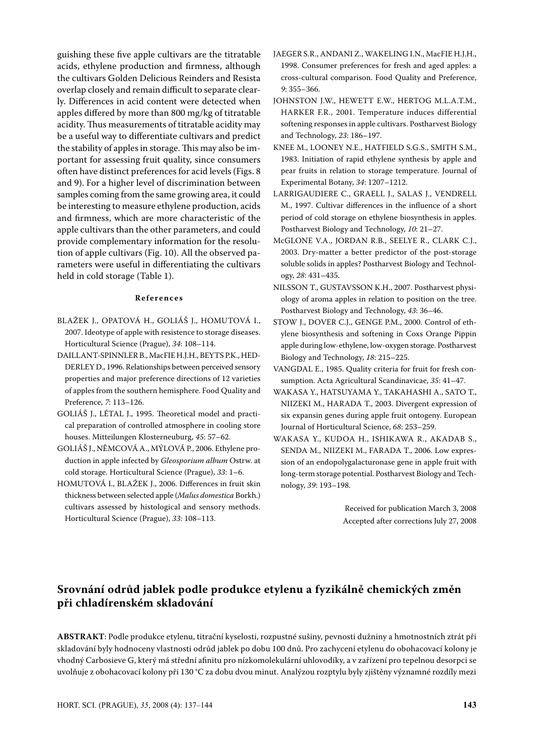guishing these five apple cultivars are the titratable acids, ethylene production and firmness, although the cultivars Golden Delicious Reinders and Resista overlap closely and remain difficult to separate clearly. Differences in acid content were detected when apples differed by more than 800 mg/kg of titratable acidity. Thus measurements of titratable acidity may be a useful way to differentiate cultivars and predict the stability of apples in storage. This may also be important for assessing fruit quality, since consumers often have distinct preferences for acid levels (Figs. 8 and 9). For a higher level of discrimination between samples coming from the same growing area, it could be interesting to measure ethylene production, acids and firmness, which are more characteristic of the apple cultivars than the other parameters, and could provide complementary information for the resolution of apple cultivars (Fig. 10). All the observed parameters were useful in differentiating the cultivars held in cold storage (Table 1).

**References**

BLAŽEK J., OPATOVÁ H., GOLIÁŠ J., HOMUTOVÁ I., 2007. Ideotype of apple with resistence to storage diseases. Horticultural Science (Prague), *34*: 108–114.

DAILLANT-SPINNLER B., MacFIE H.J.H., BEYTS P.K., HEDDERLEY D., 1996. Relationships between perceived sensory properties and major preference directions of 12 varieties of apples from the southern hemisphere. Food Quality and Preference, *7*: 113–126.

GOLIÁŠ J., LÉTAL J., 1995. Theoretical model and practical preparation of controlled atmosphere in cooling store houses. Mitteilungen Klosterneuburg, *45*: 57–62.

GOLIÁŠ J., NĚMCOVÁ A., MÝLOVÁ P., 2006. Ethylene production in apple infected by *Gleosporium album* Ostrw. at cold storage. Horticultural Science (Prague), *33*: 1–6.

HOMUTOVÁ I., BLAŽEK J., 2006. Differences in fruit skin thickness between selected apple (*Malus domestica* Borkh.) cultivars assessed by histological and sensory methods. Horticultural Science (Prague), *33*: 108–113.

JAEGER S.R., ANDANI Z., WAKELING I.N., MacFIE H.J.H., 1998. Consumer preferences for fresh and aged apples: a cross-cultural comparison. Food Quality and Preference, *9*: 355–366.

JOHNSTON J.W., HEWETT E.W., HERTOG M.L.A.T.M., HARKER F.R., 2001. Temperature induces differential softening responses in apple cultivars. Postharvest Biology and Technology, *23*: 186–197.

KNEE M., LOONEY N.E., HATFIELD S.G.S., SMITH S.M., 1983. Initiation of rapid ethylene synthesis by apple and pear fruits in relation to storage temperature. Journal of Experimental Botany, *34*: 1207–1212.

LARRIGAUDIERE C., GRAELL J., SALAS J., VENDRELL M., 1997. Cultivar differences in the influence of a short period of cold storage on ethylene biosynthesis in apples. Postharvest Biology and Technology, *10*: 21–27.

McGLONE V.A., JORDAN R.B., SEELYE R., CLARK C.J., 2003. Dry-matter a better predictor of the post-storage soluble solids in apples? Postharvest Biology and Technology, *28*: 431–435.

NILSSON T., GUSTAVSSON K.H., 2007. Postharvest physiology of aroma apples in relation to position on the tree. Postharvest Biology and Technology, *43*: 36–46.

STOW J., DOVER C.J., GENGE P.M., 2000. Control of ethylene biosynthesis and softening in Coxs Orange Pippin apple during low-ethylene, low-oxygen storage. Postharvest Biology and Technology, *18*: 215–225.

VANGDAL E., 1985. Quality criteria for fruit for fresh consumption. Acta Agricultural Scandinavicae, *35*: 41–47.

WAKASA Y., HATSUYAMA Y., TAKAHASHI A., SATO T., NIIZEKI M., HARADA T., 2003. Divergent expression of six expansin genes during apple fruit ontogeny. European Journal of Horticultural Science, *68*: 253–259.

WAKASA Y., KUDOA H., ISHIKAWA R., AKADAB S., SENDA M., NIIZEKI M., FARADA T., 2006. Low expression of an endopolygalacturonase gene in apple fruit with long-term storage potential. Postharvest Biology and Technology, *39*: 193–198.

Received for publication March 3, 2008
Accepted after corrections July 27, 2008

## Srovnání odrůd jablek podle produkce etylenu a fyzikálně chemických změn při chladírenském skladování

**ABSTRAKT**: Podle produkce etylenu, titrační kyselosti, rozpustné sušiny, pevnosti dužniny a hmotnostních ztrát při skladování byly hodnoceny vlastnosti odrůd jablek po dobu 100 dnů. Pro zachycení etylenu do obohacovací kolony je vhodný Carbosieve G, který má střední afinitu pro nízkomolekulární uhlovodíky, a v zařízení pro tepelnou desorpci se uvolňuje z obohacovací kolony při 130 °C za dobu dvou minut. Analýzou rozptylu byly zjištěny významné rozdíly mezi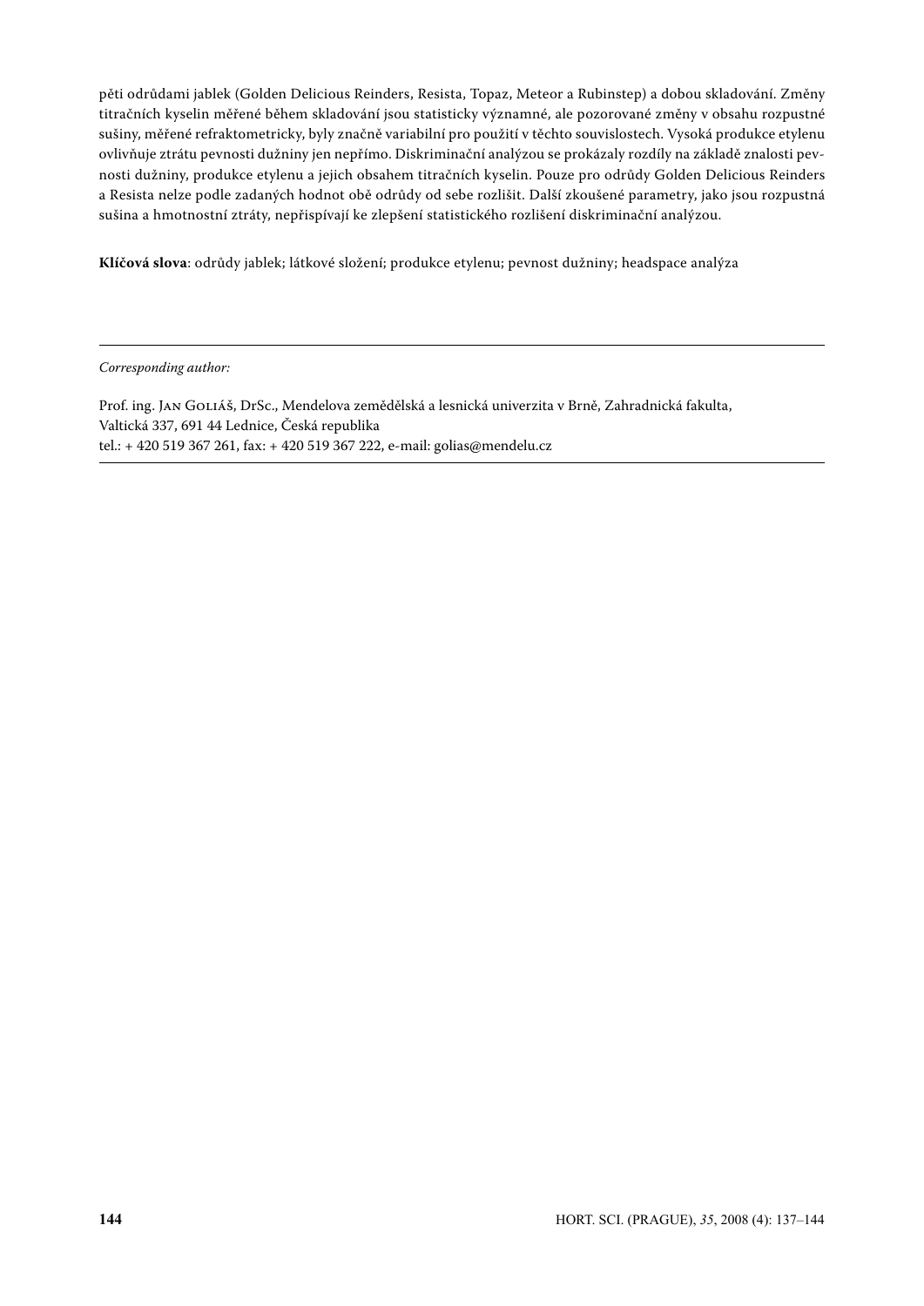pěti odrůdami jablek (Golden Delicious Reinders, Resista, Topaz, Meteor a Rubinstep) a dobou skladování. Změny titračních kyselin měřené během skladování jsou statisticky významné, ale pozorované změny v obsahu rozpustné sušiny, měřené refraktometricky, byly značně variabilní pro použití v těchto souvislostech. Vysoká produkce etylenu ovlivňuje ztrátu pevnosti dužniny jen nepřímo. Diskriminační analýzou se prokázaly rozdíly na základě znalosti pevnosti dužniny, produkce etylenu a jejich obsahem titračních kyselin. Pouze pro odrůdy Golden Delicious Reinders a Resista nelze podle zadaných hodnot obě odrůdy od sebe rozlišit. Další zkoušené parametry, jako jsou rozpustná sušina a hmotnostní ztráty, nepřispívají ke zlepšení statistického rozlišení diskriminační analýzou.

**Klíčová slova**: odrůdy jablek; látkové složení; produkce etylenu; pevnost dužniny; headspace analýza

---

*Corresponding author:*

Prof. ing. Jan Goliáš, DrSc., Mendelova zemědělská a lesnická univerzita v Brně, Zahradnická fakulta, Valtická 337, 691 44 Lednice, Česká republika
tel.: + 420 519 367 261, fax: + 420 519 367 222, e-mail: golias@mendelu.cz